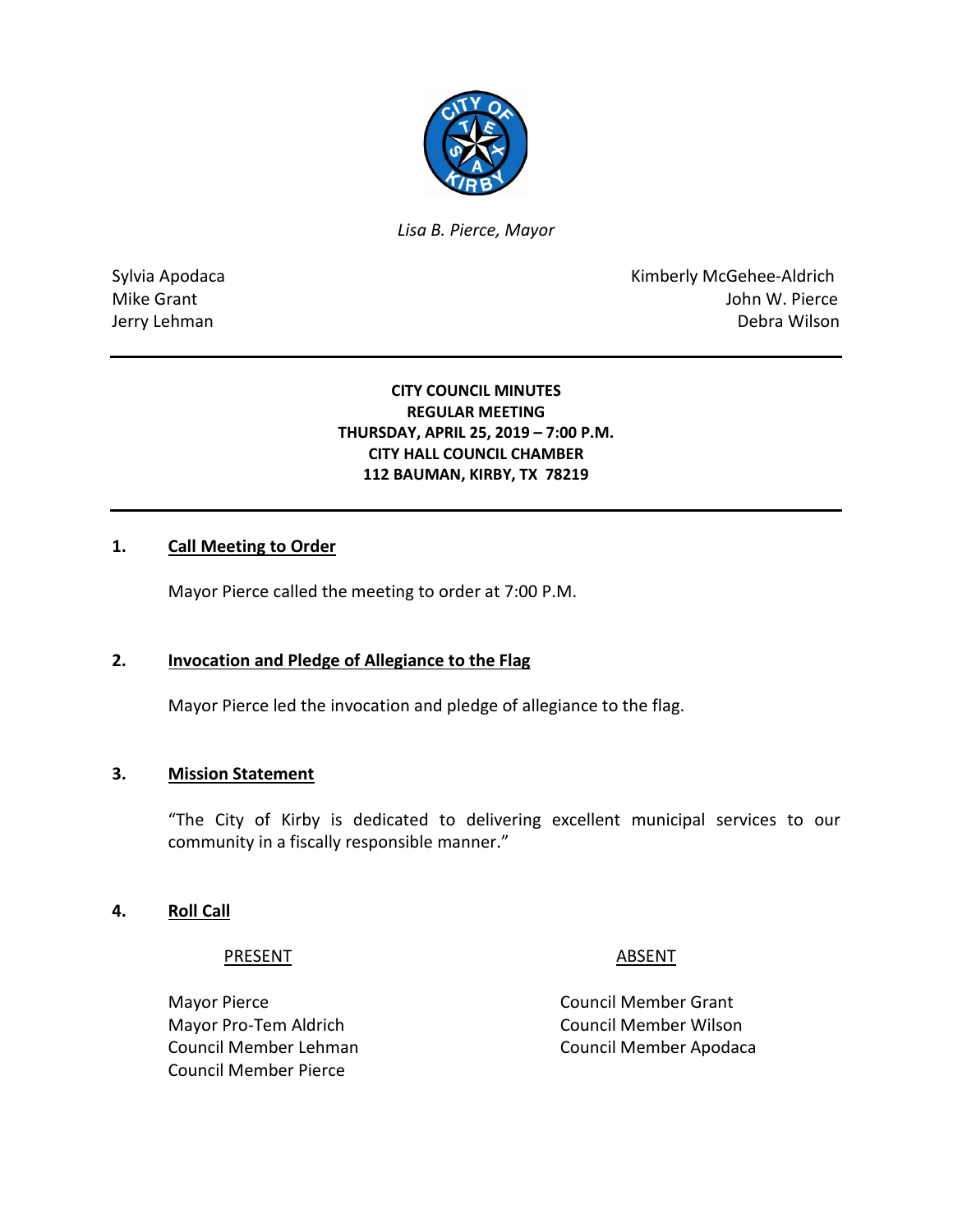*Lisa B. Pierce, Mayor*

Sylvia Apodaca
Mike Grant
Jerry Lehman

Kimberly McGehee-Aldrich
John W. Pierce
Debra Wilson

---

**CITY COUNCIL MINUTES**
**REGULAR MEETING**
**THURSDAY, APRIL 25, 2019 – 7:00 P.M.**
**CITY HALL COUNCIL CHAMBER**
**112 BAUMAN, KIRBY, TX 78219**

---

## 1. Call Meeting to Order

Mayor Pierce called the meeting to order at 7:00 P.M.

## 2. Invocation and Pledge of Allegiance to the Flag

Mayor Pierce led the invocation and pledge of allegiance to the flag.

## 3. Mission Statement

"The City of Kirby is dedicated to delivering excellent municipal services to our community in a fiscally responsible manner."

## 4. Roll Call

| PRESENT | ABSENT |
|---|---|
| Mayor Pierce | Council Member Grant |
| Mayor Pro-Tem Aldrich | Council Member Wilson |
| Council Member Lehman | Council Member Apodaca |
| Council Member Pierce | |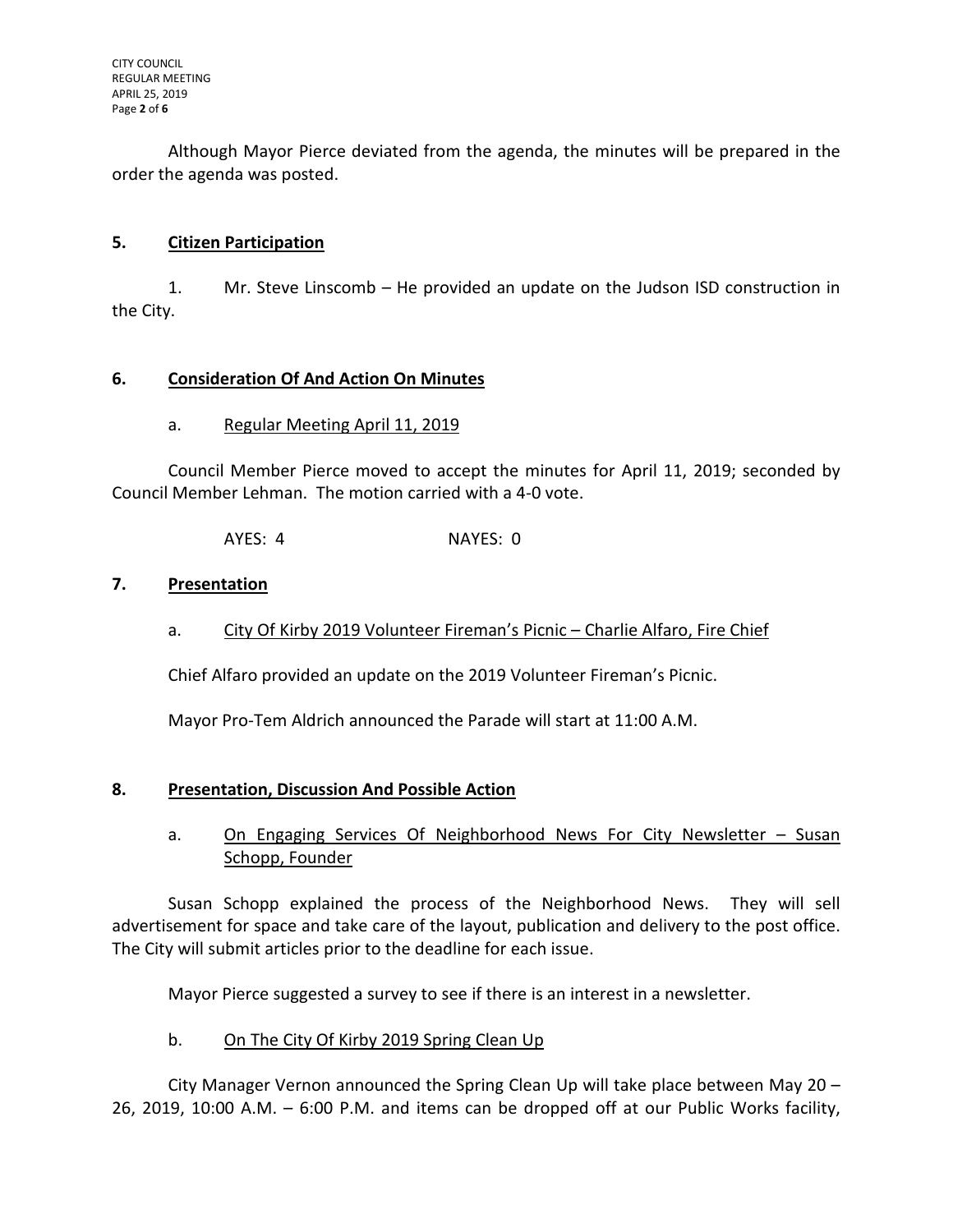Although Mayor Pierce deviated from the agenda, the minutes will be prepared in the order the agenda was posted.

## 5. Citizen Participation

1. Mr. Steve Linscomb – He provided an update on the Judson ISD construction in the City.

## 6. Consideration Of And Action On Minutes

a. Regular Meeting April 11, 2019

Council Member Pierce moved to accept the minutes for April 11, 2019; seconded by Council Member Lehman. The motion carried with a 4-0 vote.

AYES: 4 NAYES: 0

## 7. Presentation

a. City Of Kirby 2019 Volunteer Fireman's Picnic – Charlie Alfaro, Fire Chief

Chief Alfaro provided an update on the 2019 Volunteer Fireman's Picnic.

Mayor Pro-Tem Aldrich announced the Parade will start at 11:00 A.M.

## 8. Presentation, Discussion And Possible Action

a. On Engaging Services Of Neighborhood News For City Newsletter – Susan Schopp, Founder

Susan Schopp explained the process of the Neighborhood News. They will sell advertisement for space and take care of the layout, publication and delivery to the post office. The City will submit articles prior to the deadline for each issue.

Mayor Pierce suggested a survey to see if there is an interest in a newsletter.

b. On The City Of Kirby 2019 Spring Clean Up

City Manager Vernon announced the Spring Clean Up will take place between May 20 – 26, 2019, 10:00 A.M. – 6:00 P.M. and items can be dropped off at our Public Works facility,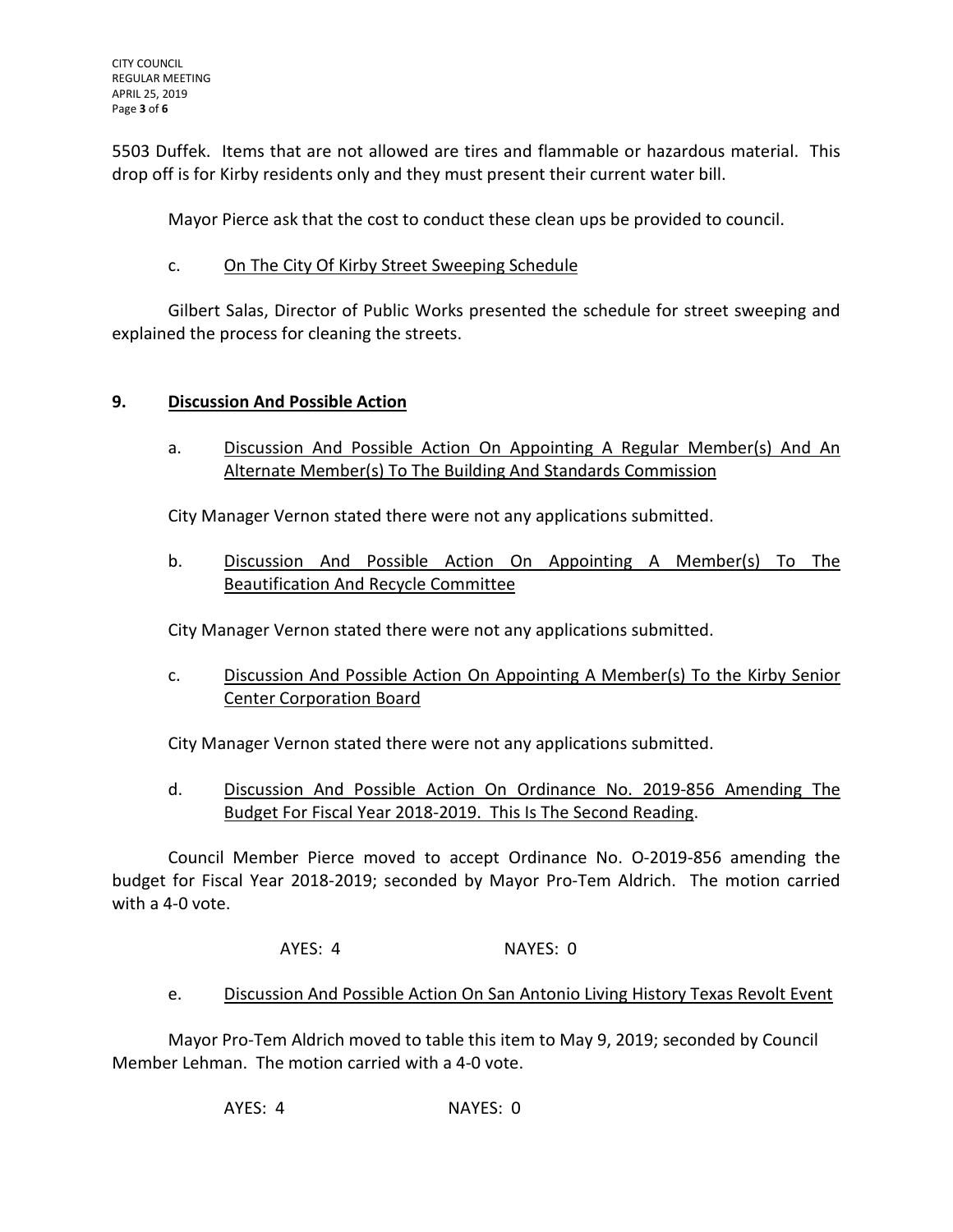5503 Duffek. Items that are not allowed are tires and flammable or hazardous material. This drop off is for Kirby residents only and they must present their current water bill.

Mayor Pierce ask that the cost to conduct these clean ups be provided to council.

c. On The City Of Kirby Street Sweeping Schedule

Gilbert Salas, Director of Public Works presented the schedule for street sweeping and explained the process for cleaning the streets.

## 9. Discussion And Possible Action

a. Discussion And Possible Action On Appointing A Regular Member(s) And An Alternate Member(s) To The Building And Standards Commission

City Manager Vernon stated there were not any applications submitted.

b. Discussion And Possible Action On Appointing A Member(s) To The Beautification And Recycle Committee

City Manager Vernon stated there were not any applications submitted.

c. Discussion And Possible Action On Appointing A Member(s) To the Kirby Senior Center Corporation Board

City Manager Vernon stated there were not any applications submitted.

d. Discussion And Possible Action On Ordinance No. 2019-856 Amending The Budget For Fiscal Year 2018-2019. This Is The Second Reading.

Council Member Pierce moved to accept Ordinance No. O-2019-856 amending the budget for Fiscal Year 2018-2019; seconded by Mayor Pro-Tem Aldrich. The motion carried with a 4-0 vote.

AYES: 4 NAYES: 0

e. Discussion And Possible Action On San Antonio Living History Texas Revolt Event

Mayor Pro-Tem Aldrich moved to table this item to May 9, 2019; seconded by Council Member Lehman. The motion carried with a 4-0 vote.

AYES: 4 NAYES: 0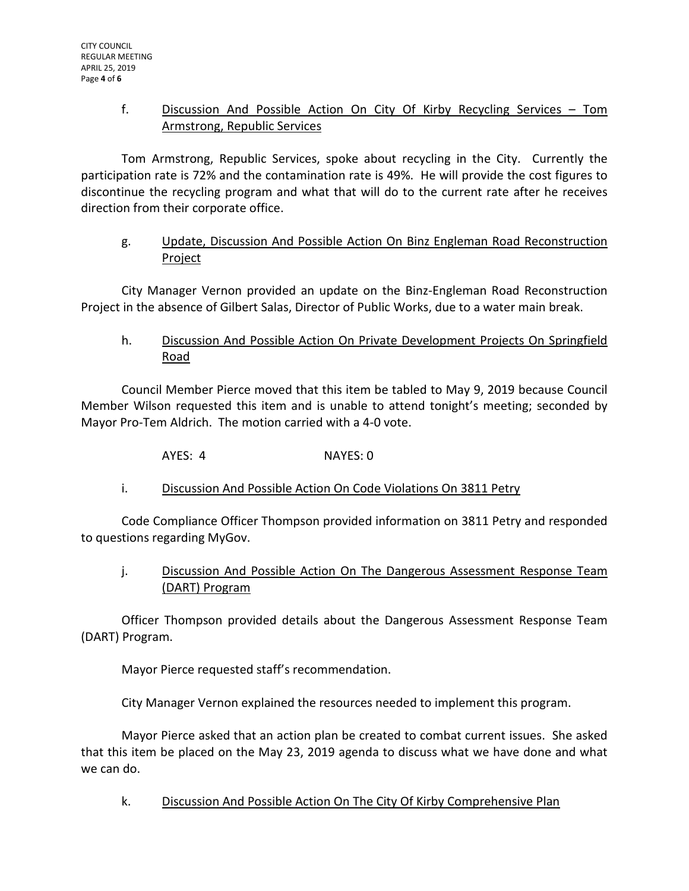f. Discussion And Possible Action On City Of Kirby Recycling Services – Tom Armstrong, Republic Services

Tom Armstrong, Republic Services, spoke about recycling in the City. Currently the participation rate is 72% and the contamination rate is 49%. He will provide the cost figures to discontinue the recycling program and what that will do to the current rate after he receives direction from their corporate office.

g. Update, Discussion And Possible Action On Binz Engleman Road Reconstruction Project

City Manager Vernon provided an update on the Binz-Engleman Road Reconstruction Project in the absence of Gilbert Salas, Director of Public Works, due to a water main break.

h. Discussion And Possible Action On Private Development Projects On Springfield Road

Council Member Pierce moved that this item be tabled to May 9, 2019 because Council Member Wilson requested this item and is unable to attend tonight's meeting; seconded by Mayor Pro-Tem Aldrich. The motion carried with a 4-0 vote.

AYES: 4 NAYES: 0

i. Discussion And Possible Action On Code Violations On 3811 Petry

Code Compliance Officer Thompson provided information on 3811 Petry and responded to questions regarding MyGov.

j. Discussion And Possible Action On The Dangerous Assessment Response Team (DART) Program

Officer Thompson provided details about the Dangerous Assessment Response Team (DART) Program.

Mayor Pierce requested staff's recommendation.

City Manager Vernon explained the resources needed to implement this program.

Mayor Pierce asked that an action plan be created to combat current issues. She asked that this item be placed on the May 23, 2019 agenda to discuss what we have done and what we can do.

k. Discussion And Possible Action On The City Of Kirby Comprehensive Plan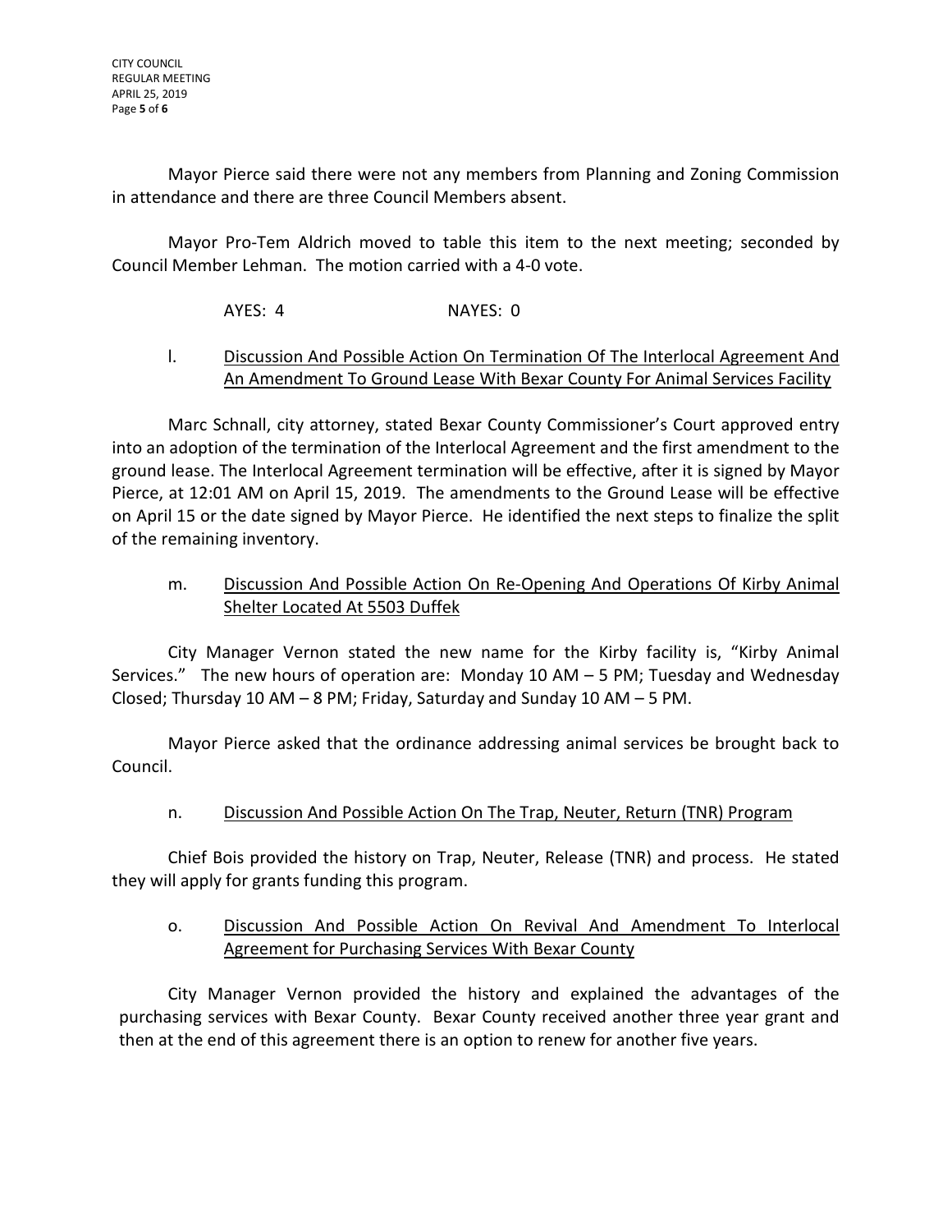Mayor Pierce said there were not any members from Planning and Zoning Commission in attendance and there are three Council Members absent.

Mayor Pro-Tem Aldrich moved to table this item to the next meeting; seconded by Council Member Lehman. The motion carried with a 4-0 vote.

AYES: 4 NAYES: 0

l. <u>Discussion And Possible Action On Termination Of The Interlocal Agreement And An Amendment To Ground Lease With Bexar County For Animal Services Facility</u>

Marc Schnall, city attorney, stated Bexar County Commissioner's Court approved entry into an adoption of the termination of the Interlocal Agreement and the first amendment to the ground lease. The Interlocal Agreement termination will be effective, after it is signed by Mayor Pierce, at 12:01 AM on April 15, 2019. The amendments to the Ground Lease will be effective on April 15 or the date signed by Mayor Pierce. He identified the next steps to finalize the split of the remaining inventory.

m. <u>Discussion And Possible Action On Re-Opening And Operations Of Kirby Animal Shelter Located At 5503 Duffek</u>

City Manager Vernon stated the new name for the Kirby facility is, "Kirby Animal Services." The new hours of operation are: Monday 10 AM – 5 PM; Tuesday and Wednesday Closed; Thursday 10 AM – 8 PM; Friday, Saturday and Sunday 10 AM – 5 PM.

Mayor Pierce asked that the ordinance addressing animal services be brought back to Council.

n. <u>Discussion And Possible Action On The Trap, Neuter, Return (TNR) Program</u>

Chief Bois provided the history on Trap, Neuter, Release (TNR) and process. He stated they will apply for grants funding this program.

o. <u>Discussion And Possible Action On Revival And Amendment To Interlocal Agreement for Purchasing Services With Bexar County</u>

City Manager Vernon provided the history and explained the advantages of the purchasing services with Bexar County. Bexar County received another three year grant and then at the end of this agreement there is an option to renew for another five years.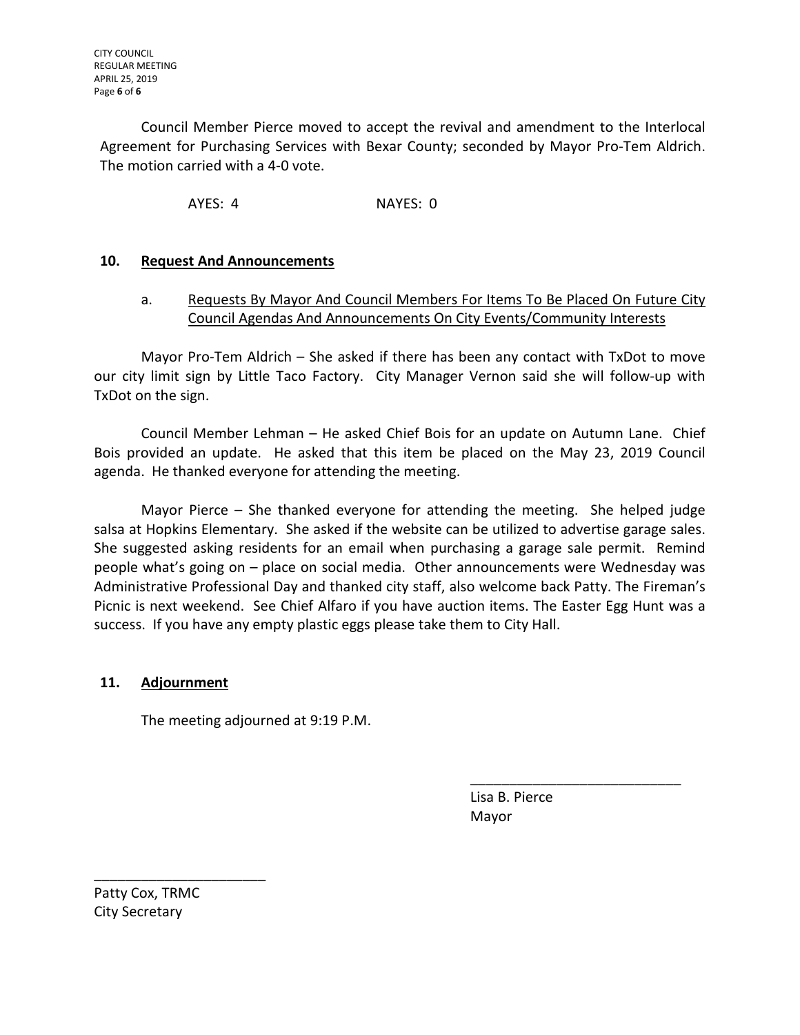Council Member Pierce moved to accept the revival and amendment to the Interlocal Agreement for Purchasing Services with Bexar County; seconded by Mayor Pro-Tem Aldrich. The motion carried with a 4-0 vote.

AYES: 4 NAYES: 0

## 10. Request And Announcements

a. Requests By Mayor And Council Members For Items To Be Placed On Future City Council Agendas And Announcements On City Events/Community Interests

Mayor Pro-Tem Aldrich – She asked if there has been any contact with TxDot to move our city limit sign by Little Taco Factory. City Manager Vernon said she will follow-up with TxDot on the sign.

Council Member Lehman – He asked Chief Bois for an update on Autumn Lane. Chief Bois provided an update. He asked that this item be placed on the May 23, 2019 Council agenda. He thanked everyone for attending the meeting.

Mayor Pierce – She thanked everyone for attending the meeting. She helped judge salsa at Hopkins Elementary. She asked if the website can be utilized to advertise garage sales. She suggested asking residents for an email when purchasing a garage sale permit. Remind people what's going on – place on social media. Other announcements were Wednesday was Administrative Professional Day and thanked city staff, also welcome back Patty. The Fireman's Picnic is next weekend. See Chief Alfaro if you have auction items. The Easter Egg Hunt was a success. If you have any empty plastic eggs please take them to City Hall.

## 11. Adjournment

The meeting adjourned at 9:19 P.M.

___________________________
Lisa B. Pierce
Mayor

______________________
Patty Cox, TRMC
City Secretary